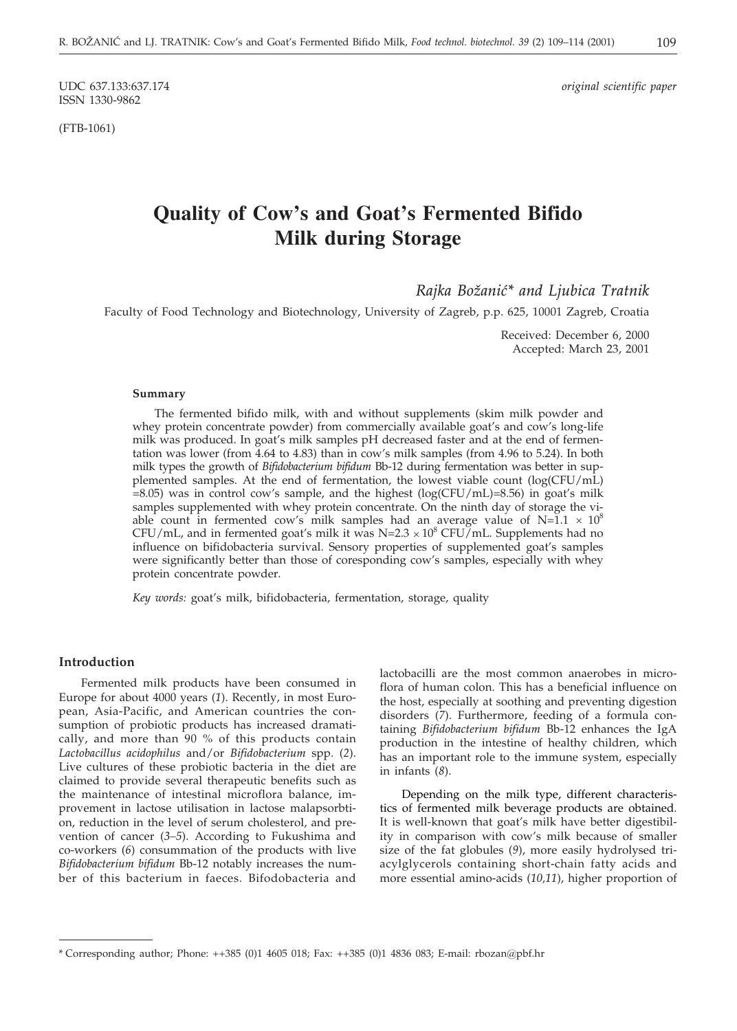UDC 637.133:637.174
ISSN 1330-9862

*original scientific paper*

(FTB-1061)

# Quality of Cow's and Goat's Fermented Bifido Milk during Storage

*Rajka Božanić\* and Ljubica Tratnik*

Faculty of Food Technology and Biotechnology, University of Zagreb, p.p. 625, 10001 Zagreb, Croatia

Received: December 6, 2000
Accepted: March 23, 2001

### Summary

The fermented bifido milk, with and without supplements (skim milk powder and whey protein concentrate powder) from commercially available goat's and cow's long-life milk was produced. In goat's milk samples pH decreased faster and at the end of fermentation was lower (from 4.64 to 4.83) than in cow's milk samples (from 4.96 to 5.24). In both milk types the growth of *Bifidobacterium bifidum* Bb-12 during fermentation was better in supplemented samples. At the end of fermentation, the lowest viable count (log(CFU/mL) =8.05) was in control cow's sample, and the highest (log(CFU/mL)=8.56) in goat's milk samples supplemented with whey protein concentrate. On the ninth day of storage the viable count in fermented cow's milk samples had an average value of $N=1.1 \times 10^8$ CFU/mL, and in fermented goat's milk it was $N=2.3 \times 10^8$ CFU/mL. Supplements had no influence on bifidobacteria survival. Sensory properties of supplemented goat's samples were significantly better than those of coresponding cow's samples, especially with whey protein concentrate powder.

*Key words:* goat's milk, bifidobacteria, fermentation, storage, quality

## Introduction

Fermented milk products have been consumed in Europe for about 4000 years (*1*). Recently, in most European, Asia-Pacific, and American countries the consumption of probiotic products has increased dramatically, and more than 90 % of this products contain *Lactobacillus acidophilus* and/or *Bifidobacterium* spp. (*2*). Live cultures of these probiotic bacteria in the diet are claimed to provide several therapeutic benefits such as the maintenance of intestinal microflora balance, improvement in lactose utilisation in lactose malapsorbtion, reduction in the level of serum cholesterol, and prevention of cancer (*3–5*). According to Fukushima and co-workers (*6*) consummation of the products with live *Bifidobacterium bifidum* Bb-12 notably increases the number of this bacterium in faeces. Bifodobacteria and lactobacilli are the most common anaerobes in microflora of human colon. This has a beneficial influence on the host, especially at soothing and preventing digestion disorders (*7*). Furthermore, feeding of a formula containing *Bifidobacterium bifidum* Bb-12 enhances the IgA production in the intestine of healthy children, which has an important role to the immune system, especially in infants (*8*).

Depending on the milk type, different characteristics of fermented milk beverage products are obtained. It is well-known that goat's milk have better digestibility in comparison with cow's milk because of smaller size of the fat globules (*9*), more easily hydrolysed triacylglycerols containing short-chain fatty acids and more essential amino-acids (*10,11*), higher proportion of

\* Corresponding author; Phone: ++385 (0)1 4605 018; Fax: ++385 (0)1 4836 083; E-mail: rbozan@pbf.hr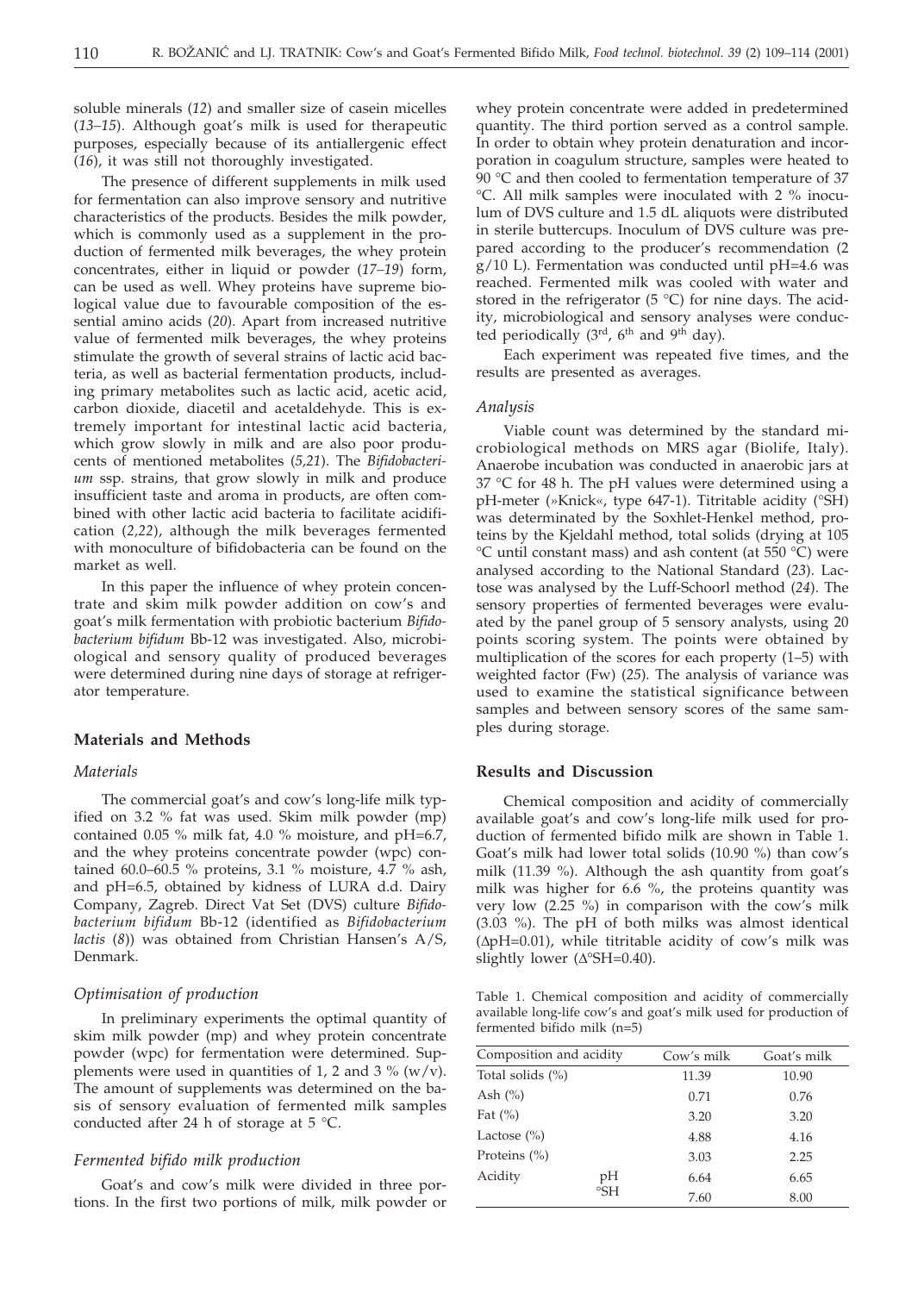soluble minerals (*12*) and smaller size of casein micelles (*13–15*). Although goat's milk is used for therapeutic purposes, especially because of its antiallergenic effect (*16*), it was still not thoroughly investigated.

The presence of different supplements in milk used for fermentation can also improve sensory and nutritive characteristics of the products. Besides the milk powder, which is commonly used as a supplement in the production of fermented milk beverages, the whey protein concentrates, either in liquid or powder (*17–19*) form, can be used as well. Whey proteins have supreme biological value due to favourable composition of the essential amino acids (*20*). Apart from increased nutritive value of fermented milk beverages, the whey proteins stimulate the growth of several strains of lactic acid bacteria, as well as bacterial fermentation products, including primary metabolites such as lactic acid, acetic acid, carbon dioxide, diacetil and acetaldehyde. This is extremely important for intestinal lactic acid bacteria, which grow slowly in milk and are also poor producents of mentioned metabolites (*5,21*). The *Bifidobacterium* ssp. strains, that grow slowly in milk and produce insufficient taste and aroma in products, are often combined with other lactic acid bacteria to facilitate acidification (*2,22*), although the milk beverages fermented with monoculture of bifidobacteria can be found on the market as well.

In this paper the influence of whey protein concentrate and skim milk powder addition on cow's and goat's milk fermentation with probiotic bacterium *Bifidobacterium bifidum* Bb-12 was investigated. Also, microbiological and sensory quality of produced beverages were determined during nine days of storage at refrigerator temperature.

## Materials and Methods

### *Materials*

The commercial goat's and cow's long-life milk typified on 3.2 % fat was used. Skim milk powder (mp) contained 0.05 % milk fat, 4.0 % moisture, and pH=6.7, and the whey proteins concentrate powder (wpc) contained 60.0–60.5 % proteins, 3.1 % moisture, 4.7 % ash, and pH=6.5, obtained by kidness of LURA d.d. Dairy Company, Zagreb. Direct Vat Set (DVS) culture *Bifidobacterium bifidum* Bb-12 (identified as *Bifidobacterium lactis* (*8*)) was obtained from Christian Hansen's A/S, Denmark.

### *Optimisation of production*

In preliminary experiments the optimal quantity of skim milk powder (mp) and whey protein concentrate powder (wpc) for fermentation were determined. Supplements were used in quantities of 1, 2 and 3 % (w/v). The amount of supplements was determined on the basis of sensory evaluation of fermented milk samples conducted after 24 h of storage at 5 °C.

### *Fermented bifido milk production*

Goat's and cow's milk were divided in three portions. In the first two portions of milk, milk powder or whey protein concentrate were added in predetermined quantity. The third portion served as a control sample. In order to obtain whey protein denaturation and incorporation in coagulum structure, samples were heated to 90 °C and then cooled to fermentation temperature of 37 °C. All milk samples were inoculated with 2 % inoculum of DVS culture and 1.5 dL aliquots were distributed in sterile buttercups. Inoculum of DVS culture was prepared according to the producer's recommendation (2 g/10 L). Fermentation was conducted until pH=4.6 was reached. Fermented milk was cooled with water and stored in the refrigerator (5 °C) for nine days. The acidity, microbiological and sensory analyses were conducted periodically (3rd, 6th and 9th day).

Each experiment was repeated five times, and the results are presented as averages.

### *Analysis*

Viable count was determined by the standard microbiological methods on MRS agar (Biolife, Italy). Anaerobe incubation was conducted in anaerobic jars at 37 °C for 48 h. The pH values were determined using a pH-meter (»Knick«, type 647-1). Titritable acidity (°SH) was determinated by the Soxhlet-Henkel method, proteins by the Kjeldahl method, total solids (drying at 105 °C until constant mass) and ash content (at 550 °C) were analysed according to the National Standard (*23*). Lactose was analysed by the Luff-Schoorl method (*24*). The sensory properties of fermented beverages were evaluated by the panel group of 5 sensory analysts, using 20 points scoring system. The points were obtained by multiplication of the scores for each property (1–5) with weighted factor (Fw) (*25*). The analysis of variance was used to examine the statistical significance between samples and between sensory scores of the same samples during storage.

## Results and Discussion

Chemical composition and acidity of commercially available goat's and cow's long-life milk used for production of fermented bifido milk are shown in Table 1. Goat's milk had lower total solids (10.90 %) than cow's milk (11.39 %). Although the ash quantity from goat's milk was higher for 6.6 %, the proteins quantity was very low (2.25 %) in comparison with the cow's milk (3.03 %). The pH of both milks was almost identical ($\Delta$pH=0.01), while titritable acidity of cow's milk was slightly lower ($\Delta$°SH=0.40).

Table 1. Chemical composition and acidity of commercially available long-life cow's and goat's milk used for production of fermented bifido milk (n=5)

| Composition and acidity | | Cow's milk | Goat's milk |
|---|---|---|---|
| Total solids (%) | | 11.39 | 10.90 |
| Ash (%) | | 0.71 | 0.76 |
| Fat (%) | | 3.20 | 3.20 |
| Lactose (%) | | 4.88 | 4.16 |
| Proteins (%) | | 3.03 | 2.25 |
| Acidity | pH | 6.64 | 6.65 |
| | °SH | 7.60 | 8.00 |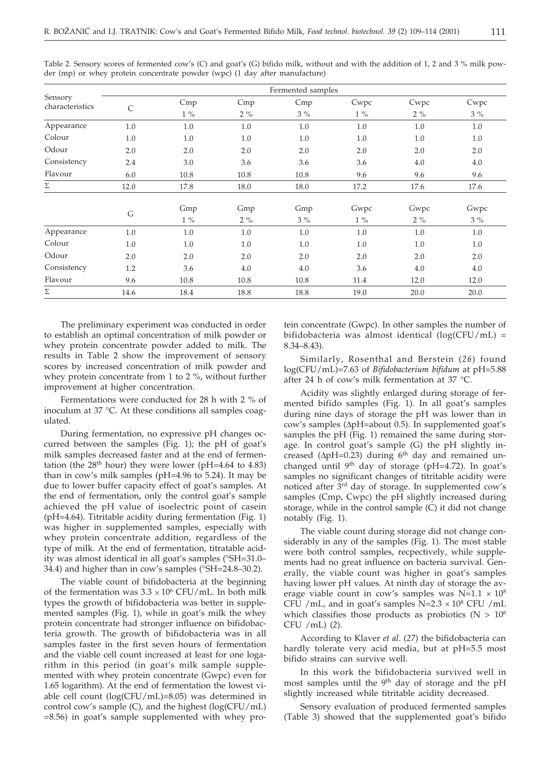Table 2. Sensory scores of fermented cow's (C) and goat's (G) bifido milk, without and with the addition of 1, 2 and 3 % milk powder (mp) or whey protein concentrate powder (wpc) (1 day after manufacture)

| Sensory characteristics | Fermented samples | | | | | | |
|---|---|---|---|---|---|---|---|
| | C | Cmp 1 % | Cmp 2 % | Cmp 3 % | Cwpc 1 % | Cwpc 2 % | Cwpc 3 % |
| Appearance | 1.0 | 1.0 | 1.0 | 1.0 | 1.0 | 1.0 | 1.0 |
| Colour | 1.0 | 1.0 | 1.0 | 1.0 | 1.0 | 1.0 | 1.0 |
| Odour | 2.0 | 2.0 | 2.0 | 2.0 | 2.0 | 2.0 | 2.0 |
| Consistency | 2.4 | 3.0 | 3.6 | 3.6 | 3.6 | 4.0 | 4.0 |
| Flavour | 6.0 | 10.8 | 10.8 | 10.8 | 9.6 | 9.6 | 9.6 |
| Σ | 12.0 | 17.8 | 18.0 | 18.0 | 17.2 | 17.6 | 17.6 |
| | G | Gmp 1 % | Gmp 2 % | Gmp 3 % | Gwpc 1 % | Gwpc 2 % | Gwpc 3 % |
| Appearance | 1.0 | 1.0 | 1.0 | 1.0 | 1.0 | 1.0 | 1.0 |
| Colour | 1.0 | 1.0 | 1.0 | 1.0 | 1.0 | 1.0 | 1.0 |
| Odour | 2.0 | 2.0 | 2.0 | 2.0 | 2.0 | 2.0 | 2.0 |
| Consistency | 1.2 | 3.6 | 4.0 | 4.0 | 3.6 | 4.0 | 4.0 |
| Flavour | 9.6 | 10.8 | 10.8 | 10.8 | 11.4 | 12.0 | 12.0 |
| Σ | 14.6 | 18.4 | 18.8 | 18.8 | 19.0 | 20.0 | 20.0 |

The preliminary experiment was conducted in order to establish an optimal concentration of milk powder or whey protein concentrate powder added to milk. The results in Table 2 show the improvement of sensory scores by increased concentration of milk powder and whey protein concentrate from 1 to 2 %, without further improvement at higher concentration.

Fermentations were conducted for 28 h with 2 % of inoculum at 37 °C. At these conditions all samples coagulated.

During fermentation, no expressive pH changes occurred between the samples (Fig. 1); the pH of goat's milk samples decreased faster and at the end of fermentation (the 28th hour) they were lower (pH=4.64 to 4.83) than in cow's milk samples (pH=4.96 to 5.24). It may be due to lower buffer capacity effect of goat's samples. At the end of fermentation, only the control goat's sample achieved the pH value of isoelectric point of casein (pH=4.64). Titritable acidity during fermentation (Fig. 1) was higher in supplemented samples, especially with whey protein concentrate addition, regardless of the type of milk. At the end of fermentation, titratable acidity was almost identical in all goat's samples (°SH=31.0–34.4) and higher than in cow's samples (°SH=24.8–30.2).

The viable count of bifidobacteria at the beginning of the fermentation was $3.3 \times 10^6$ CFU/mL. In both milk types the growth of bifidobacteria was better in supplemented samples (Fig. 1), while in goat's milk the whey protein concentrate had stronger influence on bifidobacteria growth. The growth of bifidobacteria was in all samples faster in the first seven hours of fermentation and the viable cell count increased at least for one logarithm in this period (in goat's milk sample supplemented with whey protein concentrate (Gwpc) even for 1.65 logarithm). At the end of fermentation the lowest viable cell count (log(CFU/mL)=8.05) was determined in control cow's sample (C), and the highest (log(CFU/mL) =8.56) in goat's sample supplemented with whey protein concentrate (Gwpc). In other samples the number of bifidobacteria was almost identical (log(CFU/mL) = 8.34–8.43).

Similarly, Rosenthal and Berstein (*26*) found log(CFU/mL)=7.63 of *Bifidobacterium bifidum* at pH=5.88 after 24 h of cow's milk fermentation at 37 °C.

Acidity was slightly enlarged during storage of fermented bifido samples (Fig. 1). In all goat's samples during nine days of storage the pH was lower than in cow's samples (ΔpH=about 0.5). In supplemented goat's samples the pH (Fig. 1) remained the same during storage. In control goat's sample (G) the pH slightly increased (ΔpH=0.23) during 6th day and remained unchanged until 9th day of storage (pH=4.72). In goat's samples no significant changes of titritable acidity were noticed after 3rd day of storage. In supplemented cow's samples (Cmp, Cwpc) the pH slightly increased during storage, while in the control sample (C) it did not change notably (Fig. 1).

The viable count during storage did not change considerably in any of the samples (Fig. 1). The most stable were both control samples, recpectively, while supplements had no great influence on bacteria survival. Generally, the viable count was higher in goat's samples having lower pH values. At ninth day of storage the average viable count in cow's samples was $N=1.1 \times 10^8$ CFU /mL, and in goat's samples $N=2.3 \times 10^8$ CFU /mL which classifies those products as probiotics ($N > 10^6$ CFU /mL) (*2*).

According to Klaver *et al*. (*27*) the bifidobacteria can hardly tolerate very acid media, but at pH=5.5 most bifido strains can survive well.

In this work the bifidobacteria survived well in most samples until the 9th day of storage and the pH slightly increased while titritable acidity decreased.

Sensory evaluation of produced fermented samples (Table 3) showed that the supplemented goat's bifido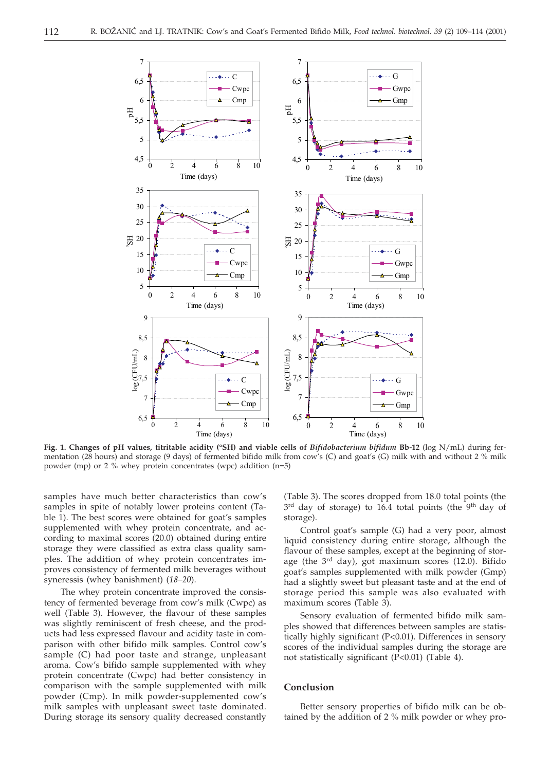**Fig. 1. Changes of pH values, titritable acidity (°SH) and viable cells of *Bifidobacterium bifidum* Bb-12** (log N/mL) during fermentation (28 hours) and storage (9 days) of fermented bifido milk from cow's (C) and goat's (G) milk with and without 2 % milk powder (mp) or 2 % whey protein concentrates (wpc) addition (n=5)

samples have much better characteristics than cow's samples in spite of notably lower proteins content (Table 1). The best scores were obtained for goat's samples supplemented with whey protein concentrate, and according to maximal scores (20.0) obtained during entire storage they were classified as extra class quality samples. The addition of whey protein concentrates improves consistency of fermented milk beverages without syneresis (whey banishment) (*18–20*).

The whey protein concentrate improved the consistency of fermented beverage from cow's milk (Cwpc) as well (Table 3). However, the flavour of these samples was slightly reminiscent of fresh cheese, and the products had less expressed flavour and acidity taste in comparison with other bifido milk samples. Control cow's sample (C) had poor taste and strange, unpleasant aroma. Cow's bifido sample supplemented with whey protein concentrate (Cwpc) had better consistency in comparison with the sample supplemented with milk powder (Cmp). In milk powder-supplemented cow's milk samples with unpleasant sweet taste dominated. During storage its sensory quality decreased constantly (Table 3). The scores dropped from 18.0 total points (the 3rd day of storage) to 16.4 total points (the 9th day of storage).

Control goat's sample (G) had a very poor, almost liquid consistency during entire storage, although the flavour of these samples, except at the beginning of storage (the 3rd day), got maximum scores (12.0). Bifido goat's samples supplemented with milk powder (Gmp) had a slightly sweet but pleasant taste and at the end of storage period this sample was also evaluated with maximum scores (Table 3).

Sensory evaluation of fermented bifido milk samples showed that differences between samples are statistically highly significant ($P<0.01$). Differences in sensory scores of the individual samples during the storage are not statistically significant ($P<0.01$) (Table 4).

## Conclusion

Better sensory properties of bifido milk can be obtained by the addition of 2 % milk powder or whey pro-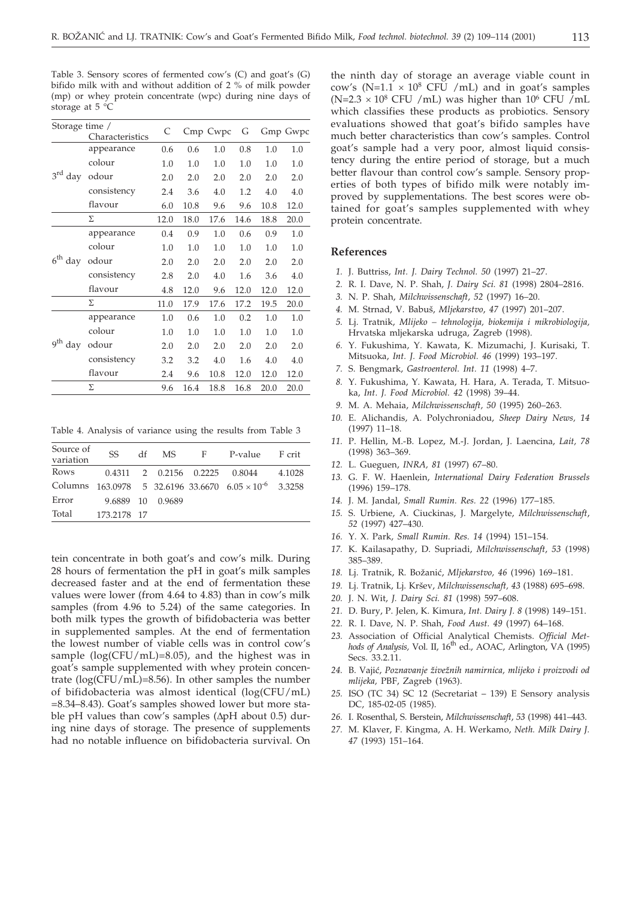Table 3. Sensory scores of fermented cow's (C) and goat's (G) bifido milk with and without addition of 2 % of milk powder (mp) or whey protein concentrate (wpc) during nine days of storage at 5 °C

| Storage time / | Characteristics | C | Cmp | Cwpc | G | Gmp | Gwpc |
|---|---|---|---|---|---|---|---|
| 3[rd] day | appearance | 0.6 | 0.6 | 1.0 | 0.8 | 1.0 | 1.0 |
| | colour | 1.0 | 1.0 | 1.0 | 1.0 | 1.0 | 1.0 |
| | odour | 2.0 | 2.0 | 2.0 | 2.0 | 2.0 | 2.0 |
| | consistency | 2.4 | 3.6 | 4.0 | 1.2 | 4.0 | 4.0 |
| | flavour | 6.0 | 10.8 | 9.6 | 9.6 | 10.8 | 12.0 |
| | Σ | 12.0 | 18.0 | 17.6 | 14.6 | 18.8 | 20.0 |
| 6[th] day | appearance | 0.4 | 0.9 | 1.0 | 0.6 | 0.9 | 1.0 |
| | colour | 1.0 | 1.0 | 1.0 | 1.0 | 1.0 | 1.0 |
| | odour | 2.0 | 2.0 | 2.0 | 2.0 | 2.0 | 2.0 |
| | consistency | 2.8 | 2.0 | 4.0 | 1.6 | 3.6 | 4.0 |
| | flavour | 4.8 | 12.0 | 9.6 | 12.0 | 12.0 | 12.0 |
| | Σ | 11.0 | 17.9 | 17.6 | 17.2 | 19.5 | 20.0 |
| 9[th] day | appearance | 1.0 | 0.6 | 1.0 | 0.2 | 1.0 | 1.0 |
| | colour | 1.0 | 1.0 | 1.0 | 1.0 | 1.0 | 1.0 |
| | odour | 2.0 | 2.0 | 2.0 | 2.0 | 2.0 | 2.0 |
| | consistency | 3.2 | 3.2 | 4.0 | 1.6 | 4.0 | 4.0 |
| | flavour | 2.4 | 9.6 | 10.8 | 12.0 | 12.0 | 12.0 |
| | Σ | 9.6 | 16.4 | 18.8 | 16.8 | 20.0 | 20.0 |

Table 4. Analysis of variance using the results from Table 3

| Source of variation | SS | df | MS | F | P-value | F crit |
|---|---|---|---|---|---|---|
| Rows | 0.4311 | 2 | 0.2156 | 0.2225 | 0.8044 | 4.1028 |
| Columns | 163.0978 | 5 | 32.6196 | 33.6670 | $6.05 \times 10^{-6}$ | 3.3258 |
| Error | 9.6889 | 10 | 0.9689 | | | |
| Total | 173.2178 | 17 | | | | |

tein concentrate in both goat's and cow's milk. During 28 hours of fermentation the pH in goat's milk samples decreased faster and at the end of fermentation these values were lower (from 4.64 to 4.83) than in cow's milk samples (from 4.96 to 5.24) of the same categories. In both milk types the growth of bifidobacteria was better in supplemented samples. At the end of fermentation the lowest number of viable cells was in control cow's sample (log(CFU/mL)=8.05), and the highest was in goat's sample supplemented with whey protein concentrate (log(CFU/mL)=8.56). In other samples the number of bifidobacteria was almost identical (log(CFU/mL) =8.34–8.43). Goat's samples showed lower but more stable pH values than cow's samples (ΔpH about 0.5) during nine days of storage. The presence of supplements had no notable influence on bifidobacteria survival. On the ninth day of storage an average viable count in cow's ($N=1.1 \times 10^{8}$ CFU /mL) and in goat's samples ($N=2.3 \times 10^{8}$ CFU /mL) was higher than $10^{6}$ CFU /mL which classifies these products as probiotics. Sensory evaluations showed that goat's bifido samples have much better characteristics than cow's samples. Control goat's sample had a very poor, almost liquid consistency during the entire period of storage, but a much better flavour than control cow's sample. Sensory properties of both types of bifido milk were notably improved by supplementations. The best scores were obtained for goat's samples supplemented with whey protein concentrate.

## References

1. J. Buttriss, *Int. J. Dairy Technol. 50* (1997) 21–27.
2. R. I. Dave, N. P. Shah, *J. Dairy Sci. 81* (1998) 2804–2816.
3. N. P. Shah, *Milchwissenschaft, 52* (1997) 16–20.
4. M. Strnad, V. Babuš, *Mljekarstvo, 47* (1997) 201–207.
5. Lj. Tratnik, *Mlijeko – tehnologija, biokemija i mikrobiologija,* Hrvatska mljekarska udruga, Zagreb (1998).
6. Y. Fukushima, Y. Kawata, K. Mizumachi, J. Kurisaki, T. Mitsuoka, *Int. J. Food Microbiol. 46* (1999) 193–197.
7. S. Bengmark, *Gastroenterol. Int. 11* (1998) 4–7.
8. Y. Fukushima, Y. Kawata, H. Hara, A. Terada, T. Mitsuoka, *Int. J. Food Microbiol. 42* (1998) 39–44.
9. M. A. Mehaia, *Milchwissenschaft, 50* (1995) 260–263.
10. E. Alichandis, A. Polychroniadou, *Sheep Dairy News, 14* (1997) 11–18.
11. P. Hellin, M.-B. Lopez, M.-J. Jordan, J. Laencina, *Lait, 78* (1998) 363–369.
12. L. Gueguen, *INRA, 81* (1997) 67–80.
13. G. F. W. Haenlein, *International Dairy Federation Brussels* (1996) 159–178.
14. J. M. Jandal, *Small Rumin. Res. 22* (1996) 177–185.
15. S. Urbiene, A. Ciuckinas, J. Margelyte, *Milchwissenschaft, 52* (1997) 427–430.
16. Y. X. Park, *Small Rumin. Res. 14* (1994) 151–154.
17. K. Kailasapathy, D. Supriadi, *Milchwissenschaft, 53* (1998) 385–389.
18. Lj. Tratnik, R. Božanić, *Mljekarstvo, 46* (1996) 169–181.
19. Lj. Tratnik, Lj. Kršev, *Milchwissenschaft, 43* (1988) 695–698.
20. J. N. Wit, *J. Dairy Sci. 81* (1998) 597–608.
21. D. Bury, P. Jelen, K. Kimura, *Int. Dairy J. 8* (1998) 149–151.
22. R. I. Dave, N. P. Shah, *Food Aust. 49* (1997) 64–168.
23. Association of Official Analytical Chemists. *Official Methods of Analysis,* Vol. II, 16[th] ed., AOAC, Arlington, VA (1995) Secs. 33.2.11.
24. B. Vajić, *Poznavanje živežnih namirnica, mlijeko i proizvodi od mlijeka,* PBF, Zagreb (1963).
25. ISO (TC 34) SC 12 (Secretariat – 139) E Sensory analysis DC, 185-02-05 (1985).
26. I. Rosenthal, S. Berstein, *Milchwissenschaft, 53* (1998) 441–443.
27. M. Klaver, F. Kingma, A. H. Werkamo, *Neth. Milk Dairy J. 47* (1993) 151–164.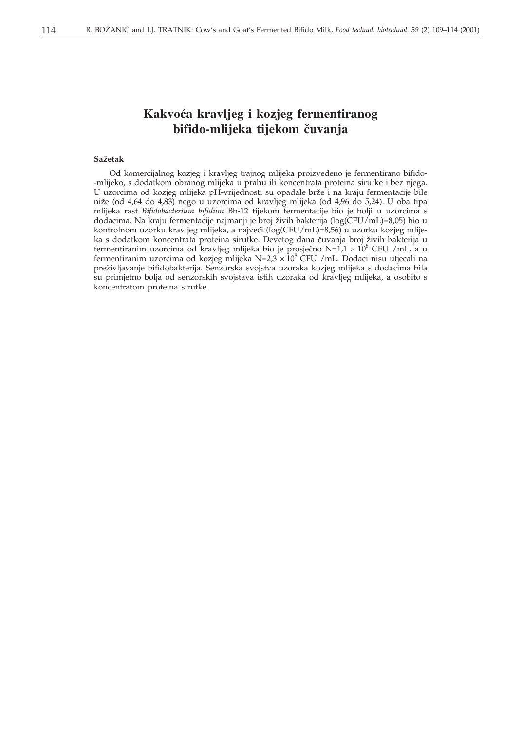# Kakvoća kravljeg i kozjeg fermentiranog bifido-mlijeka tijekom čuvanja

### Sažetak

Od komercijalnog kozjeg i kravljeg trajnog mlijeka proizvedeno je fermentirano bifido-mlijeko, s dodatkom obranog mlijeka u prahu ili koncentrata proteina sirutke i bez njega. U uzorcima od kozjeg mlijeka pH-vrijednosti su opadale brže i na kraju fermentacije bile niže (od 4,64 do 4,83) nego u uzorcima od kravljeg mlijeka (od 4,96 do 5,24). U oba tipa mlijeka rast *Bifidobacterium bifidum* Bb-12 tijekom fermentacije bio je bolji u uzorcima s dodacima. Na kraju fermentacije najmanji je broj živih bakterija (log(CFU/mL)=8,05) bio u kontrolnom uzorku kravljeg mlijeka, a najveći (log(CFU/mL)=8,56) u uzorku kozjeg mlijeka s dodatkom koncentrata proteina sirutke. Devetog dana čuvanja broj živih bakterija u fermentiranim uzorcima od kravljeg mlijeka bio je prosječno $N=1{,}1 \times 10^8$ CFU /mL, a u fermentiranim uzorcima od kozjeg mlijeka $N=2{,}3 \times 10^8$ CFU /mL. Dodaci nisu utjecali na preživljavanje bifidobakterija. Senzorska svojstva uzoraka kozjeg mlijeka s dodacima bila su primjetno bolja od senzorskih svojstava istih uzoraka od kravljeg mlijeka, a osobito s koncentratom proteina sirutke.